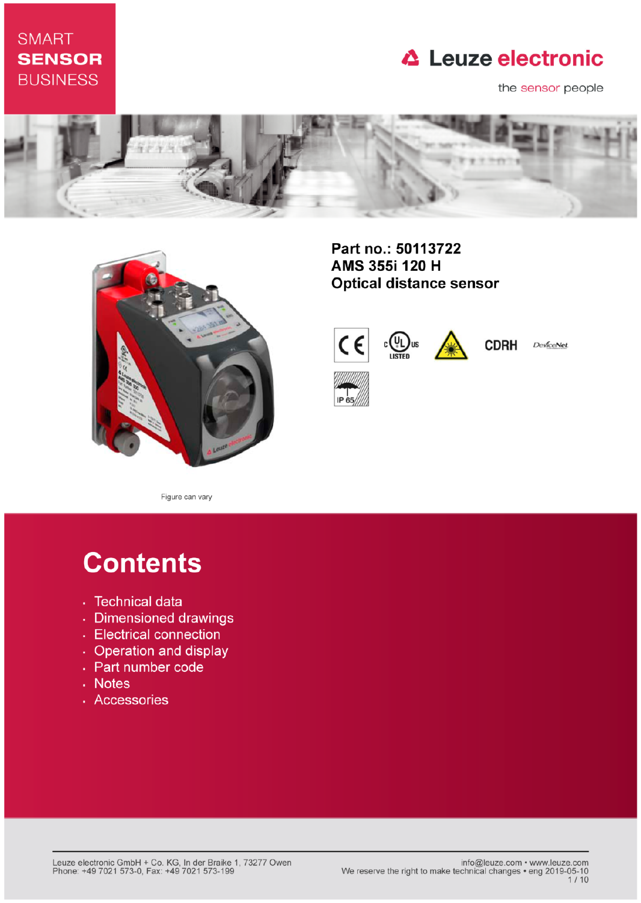SMART **SENSOR** BUSINESS

Leuze electronic

the sensor people

**Part no.: 50113722**
**AMS 355i 120 H**
**Optical distance sensor**

Figure can vary

# Contents

- Technical data
- Dimensioned drawings
- Electrical connection
- Operation and display
- Part number code
- Notes
- Accessories

Leuze electronic GmbH + Co. KG, In der Braike 1, 73277 Owen
Phone: +49 7021 573-0, Fax: +49 7021 573-199

info@leuze.com • www.leuze.com
We reserve the right to make technical changes • eng 2019-05-10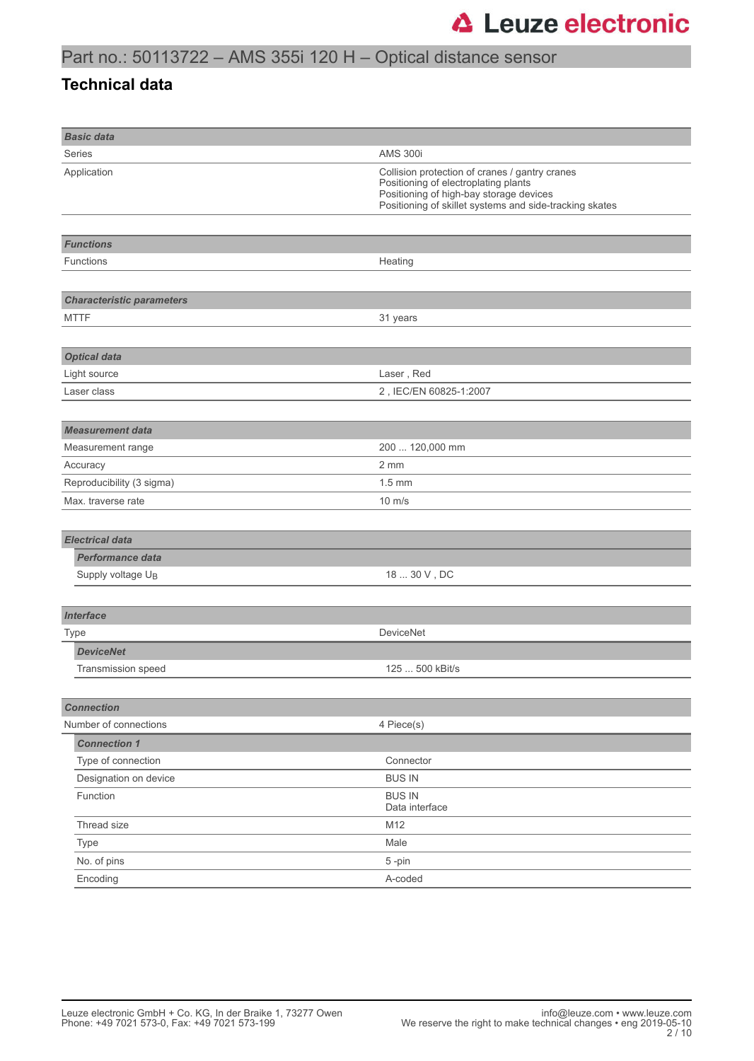## Part no.: 50113722 – AMS 355i 120 H – Optical distance sensor

# Technical data

| **Basic data** | |
|---|---|
| Series | AMS 300i |
| Application | Collision protection of cranes / gantry cranes<br>Positioning of electroplating plants<br>Positioning of high-bay storage devices<br>Positioning of skillet systems and side-tracking skates |

| **Functions** | |
|---|---|
| Functions | Heating |

| **Characteristic parameters** | |
|---|---|
| MTTF | 31 years |

| **Optical data** | |
|---|---|
| Light source | Laser , Red |
| Laser class | 2 , IEC/EN 60825-1:2007 |

| **Measurement data** | |
|---|---|
| Measurement range | 200 ... 120,000 mm |
| Accuracy | 2 mm |
| Reproducibility (3 sigma) | 1.5 mm |
| Max. traverse rate | 10 m/s |

| **Electrical data** | |
|---|---|
| ***Performance data*** | |
| Supply voltage $U_B$ | 18 ... 30 V , DC |

| **Interface** | |
|---|---|
| Type | DeviceNet |
| ***DeviceNet*** | |
| Transmission speed | 125 ... 500 kBit/s |

| **Connection** | |
|---|---|
| Number of connections | 4 Piece(s) |
| ***Connection 1*** | |
| Type of connection | Connector |
| Designation on device | BUS IN |
| Function | BUS IN<br>Data interface |
| Thread size | M12 |
| Type | Male |
| No. of pins | 5 -pin |
| Encoding | A-coded |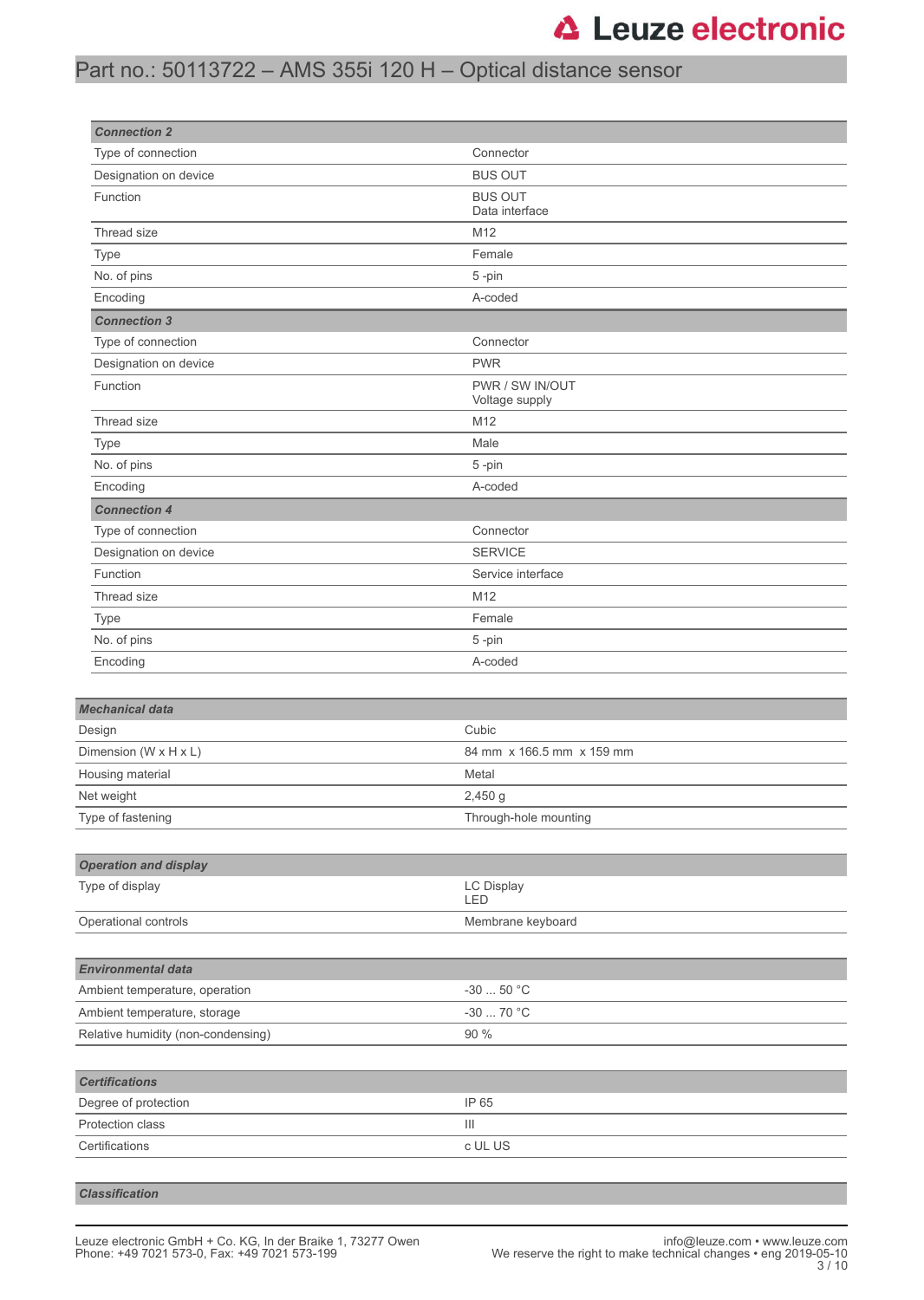| **Connection 2** | |
|---|---|
| Type of connection | Connector |
| Designation on device | BUS OUT |
| Function | BUS OUT<br>Data interface |
| Thread size | M12 |
| Type | Female |
| No. of pins | 5 -pin |
| Encoding | A-coded |
| **Connection 3** | |
| Type of connection | Connector |
| Designation on device | PWR |
| Function | PWR / SW IN/OUT<br>Voltage supply |
| Thread size | M12 |
| Type | Male |
| No. of pins | 5 -pin |
| Encoding | A-coded |
| **Connection 4** | |
| Type of connection | Connector |
| Designation on device | SERVICE |
| Function | Service interface |
| Thread size | M12 |
| Type | Female |
| No. of pins | 5 -pin |
| Encoding | A-coded |

| **Mechanical data** | |
|---|---|
| Design | Cubic |
| Dimension (W x H x L) | 84 mm x 166.5 mm x 159 mm |
| Housing material | Metal |
| Net weight | 2,450 g |
| Type of fastening | Through-hole mounting |

| **Operation and display** | |
|---|---|
| Type of display | LC Display<br>LED |
| Operational controls | Membrane keyboard |

| **Environmental data** | |
|---|---|
| Ambient temperature, operation | -30 ... 50 °C |
| Ambient temperature, storage | -30 ... 70 °C |
| Relative humidity (non-condensing) | 90 % |

| **Certifications** | |
|---|---|
| Degree of protection | IP 65 |
| Protection class | III |
| Certifications | c UL US |

| **Classification** | |
|---|---|

Leuze electronic GmbH + Co. KG, In der Braike 1, 73277 Owen
Phone: +49 7021 573-0, Fax: +49 7021 573-199

info@leuze.com • www.leuze.com
We reserve the right to make technical changes • eng 2019-05-10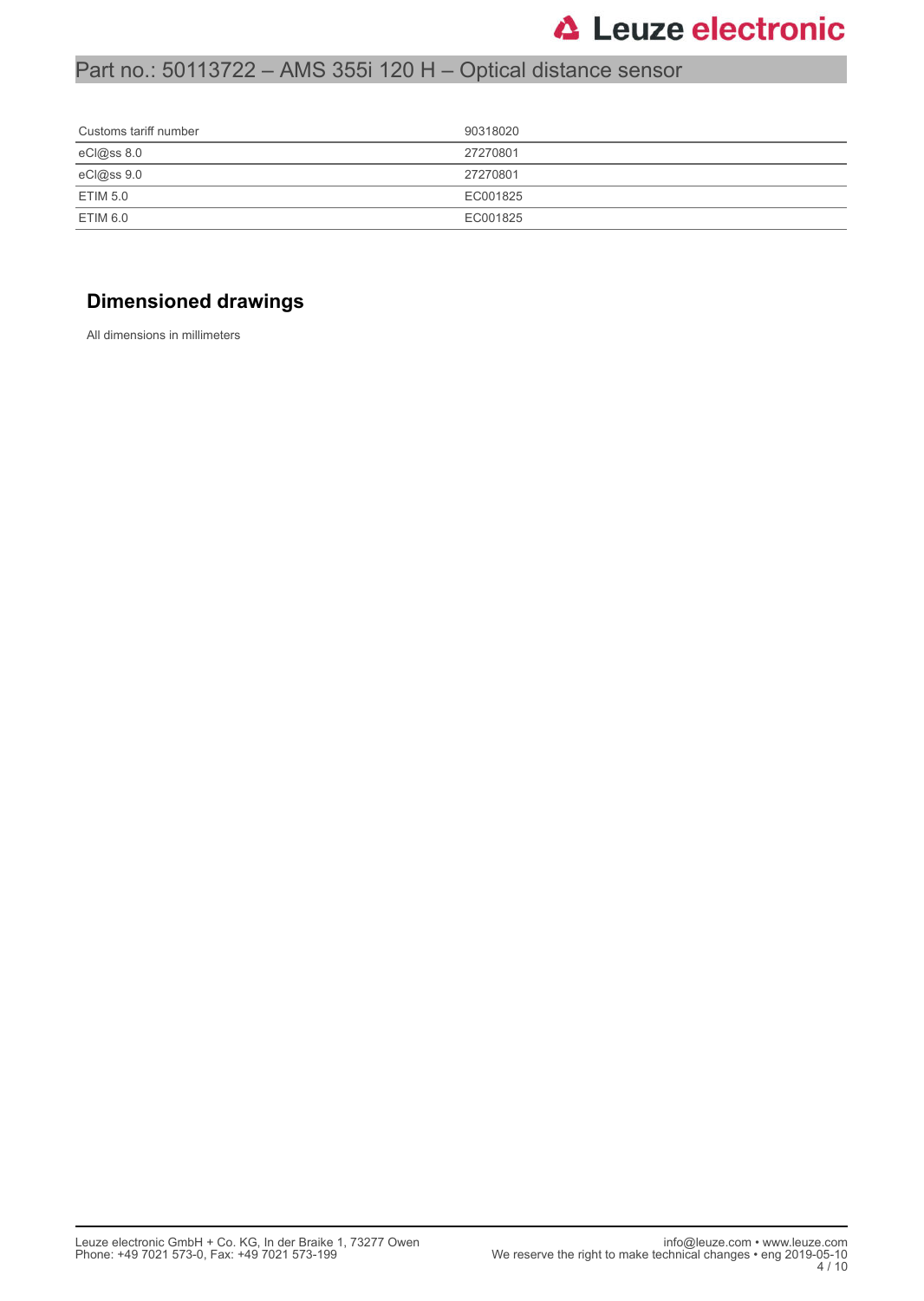| Customs tariff number | 90318020 |
|---|---|
| eCl@ss 8.0 | 27270801 |
| eCl@ss 9.0 | 27270801 |
| ETIM 5.0 | EC001825 |
| ETIM 6.0 | EC001825 |

## Dimensioned drawings

All dimensions in millimeters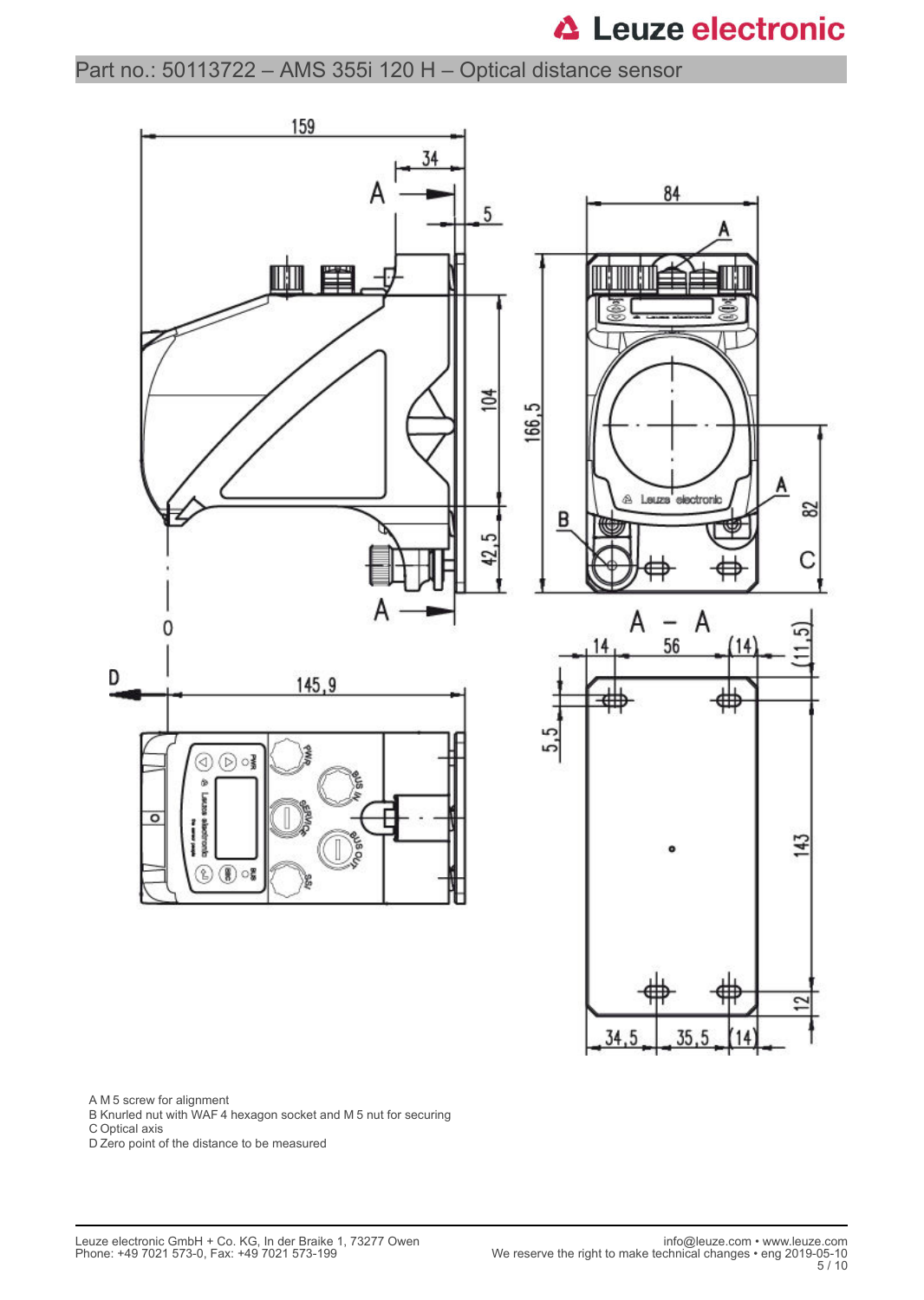Part no.: 50113722 – AMS 355i 120 H – Optical distance sensor

A M 5 screw for alignment
B Knurled nut with WAF 4 hexagon socket and M 5 nut for securing
C Optical axis
D Zero point of the distance to be measured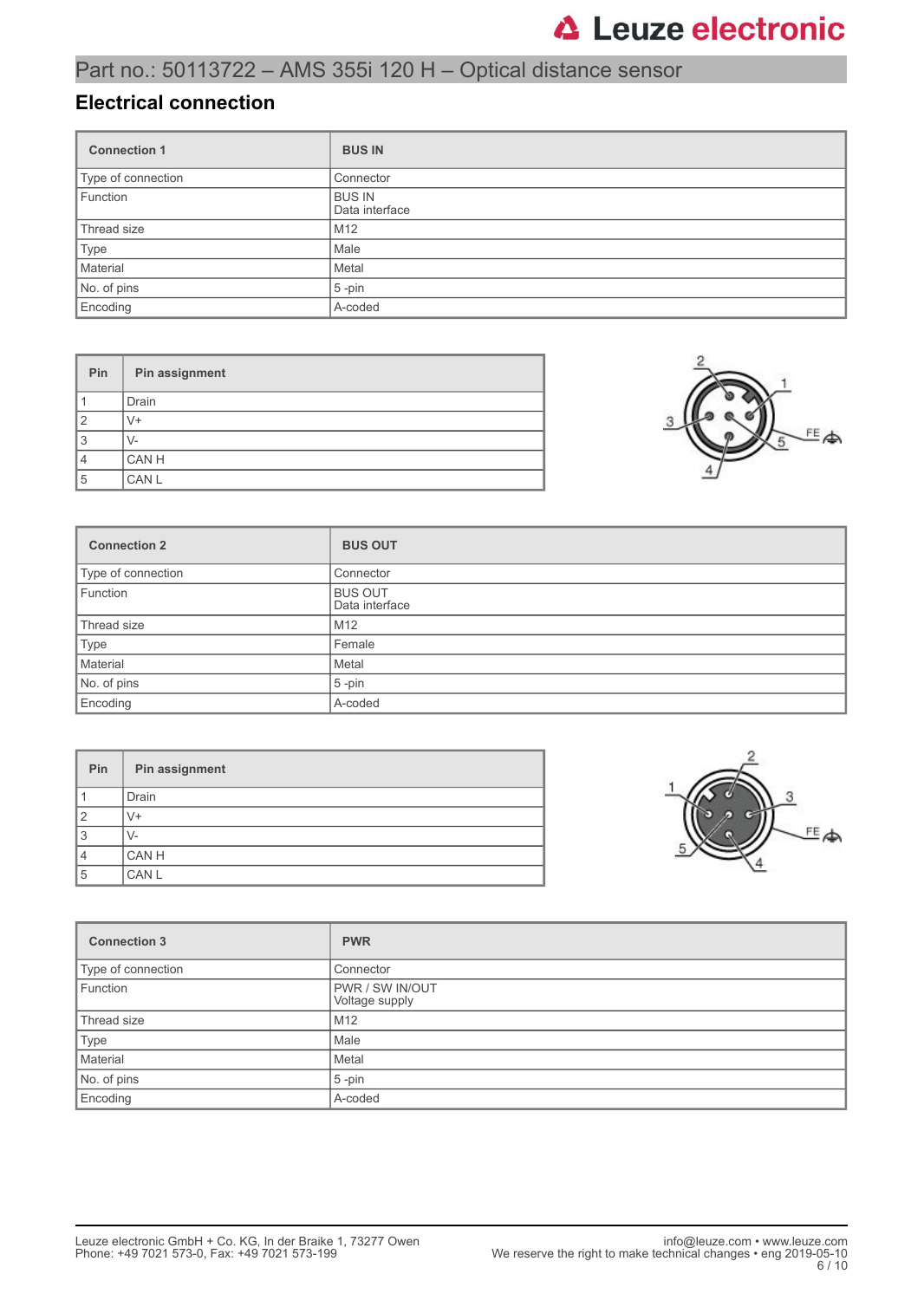Part no.: 50113722 – AMS 355i 120 H – Optical distance sensor

## Electrical connection

| Connection 1 | BUS IN |
|---|---|
| Type of connection | Connector |
| Function | BUS IN<br>Data interface |
| Thread size | M12 |
| Type | Male |
| Material | Metal |
| No. of pins | 5 -pin |
| Encoding | A-coded |

| Pin | Pin assignment |
|---|---|
| 1 | Drain |
| 2 | V+ |
| 3 | V- |
| 4 | CAN H |
| 5 | CAN L |

| Connection 2 | BUS OUT |
|---|---|
| Type of connection | Connector |
| Function | BUS OUT<br>Data interface |
| Thread size | M12 |
| Type | Female |
| Material | Metal |
| No. of pins | 5 -pin |
| Encoding | A-coded |

| Pin | Pin assignment |
|---|---|
| 1 | Drain |
| 2 | V+ |
| 3 | V- |
| 4 | CAN H |
| 5 | CAN L |

| Connection 3 | PWR |
|---|---|
| Type of connection | Connector |
| Function | PWR / SW IN/OUT<br>Voltage supply |
| Thread size | M12 |
| Type | Male |
| Material | Metal |
| No. of pins | 5 -pin |
| Encoding | A-coded |

Leuze electronic GmbH + Co. KG, In der Braike 1, 73277 Owen
Phone: +49 7021 573-0, Fax: +49 7021 573-199

info@leuze.com • www.leuze.com
We reserve the right to make technical changes • eng 2019-05-10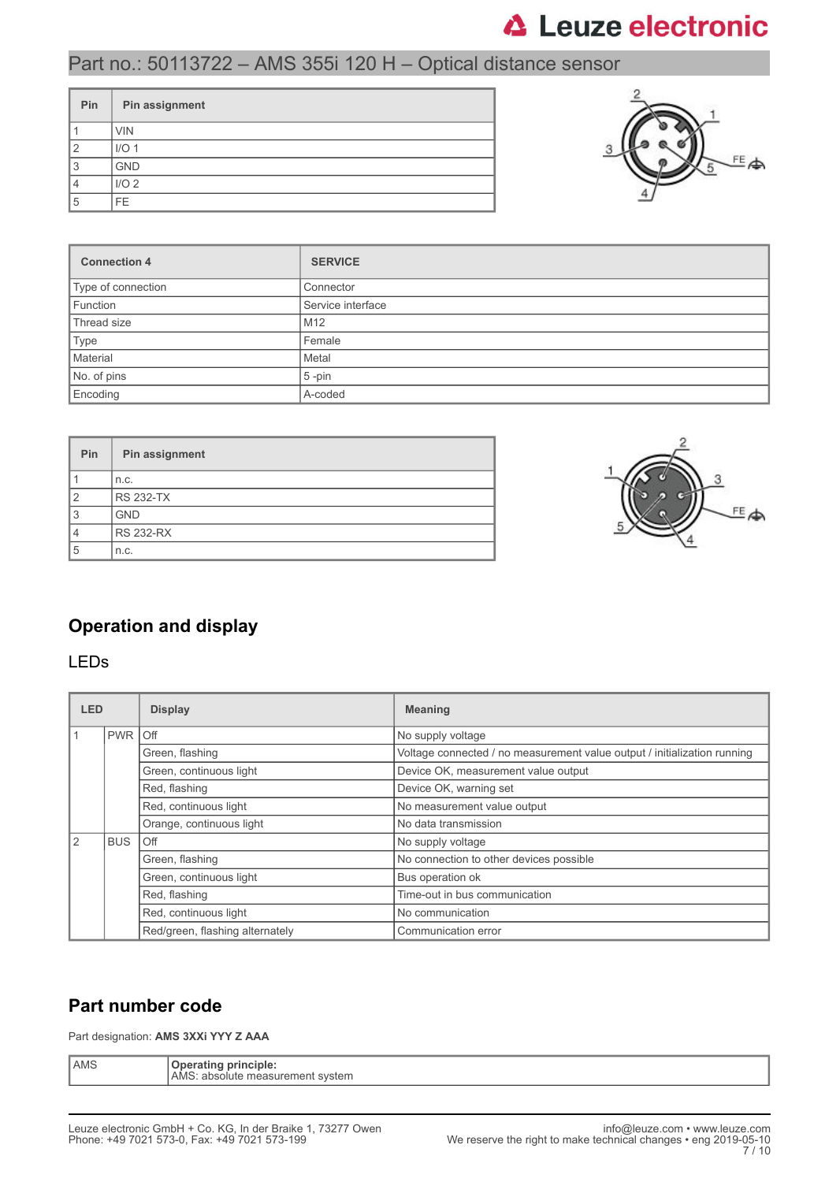## Part no.: 50113722 – AMS 355i 120 H – Optical distance sensor

| Pin | Pin assignment |
|---|---|
| 1 | VIN |
| 2 | I/O 1 |
| 3 | GND |
| 4 | I/O 2 |
| 5 | FE |

| Connection 4 | SERVICE |
|---|---|
| Type of connection | Connector |
| Function | Service interface |
| Thread size | M12 |
| Type | Female |
| Material | Metal |
| No. of pins | 5 -pin |
| Encoding | A-coded |

| Pin | Pin assignment |
|---|---|
| 1 | n.c. |
| 2 | RS 232-TX |
| 3 | GND |
| 4 | RS 232-RX |
| 5 | n.c. |

## Operation and display

### LEDs

| LED | | Display | Meaning |
|---|---|---|---|
| 1 | PWR | Off | No supply voltage |
| | | Green, flashing | Voltage connected / no measurement value output / initialization running |
| | | Green, continuous light | Device OK, measurement value output |
| | | Red, flashing | Device OK, warning set |
| | | Red, continuous light | No measurement value output |
| | | Orange, continuous light | No data transmission |
| 2 | BUS | Off | No supply voltage |
| | | Green, flashing | No connection to other devices possible |
| | | Green, continuous light | Bus operation ok |
| | | Red, flashing | Time-out in bus communication |
| | | Red, continuous light | No communication |
| | | Red/green, flashing alternately | Communication error |

## Part number code

Part designation: **AMS 3XXi YYY Z AAA**

| AMS | **Operating principle:** AMS: absolute measurement system |
|---|---|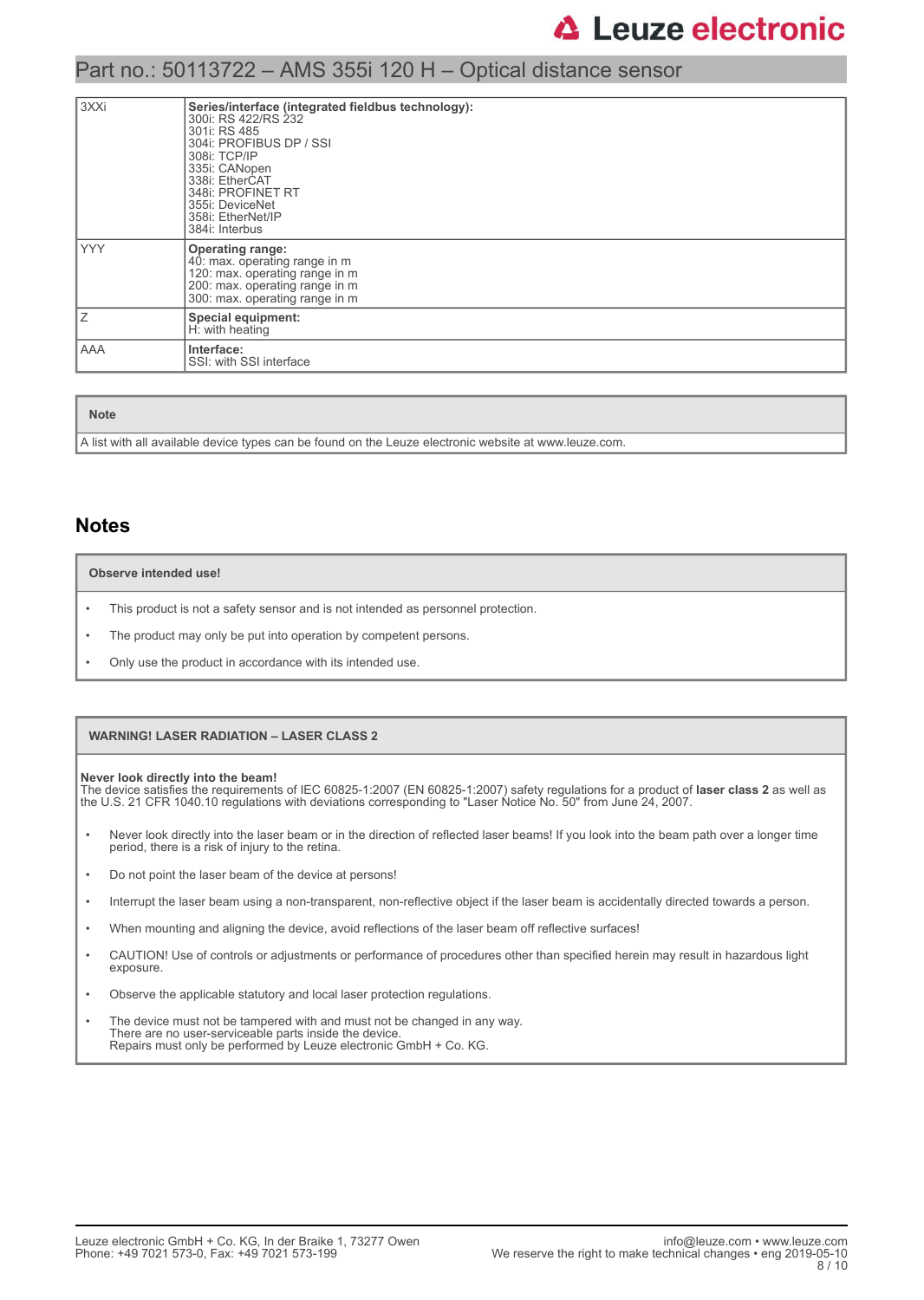| 3XXi | **Series/interface (integrated fieldbus technology):**<br>300i: RS 422/RS 232<br>301i: RS 485<br>304i: PROFIBUS DP / SSI<br>308i: TCP/IP<br>335i: CANopen<br>338i: EtherCAT<br>348i: PROFINET RT<br>355i: DeviceNet<br>358i: EtherNet/IP<br>384i: Interbus |
|---|---|
| YYY | **Operating range:**<br>40: max. operating range in m<br>120: max. operating range in m<br>200: max. operating range in m<br>300: max. operating range in m |
| Z | **Special equipment:**<br>H: with heating |
| AAA | **Interface:**<br>SSI: with SSI interface |

| Note |
|---|
| A list with all available device types can be found on the Leuze electronic website at www.leuze.com. |

## Notes

**Observe intended use!**

- This product is not a safety sensor and is not intended as personnel protection.
- The product may only be put into operation by competent persons.
- Only use the product in accordance with its intended use.

**WARNING! LASER RADIATION – LASER CLASS 2**

**Never look directly into the beam!**
The device satisfies the requirements of IEC 60825-1:2007 (EN 60825-1:2007) safety regulations for a product of **laser class 2** as well as the U.S. 21 CFR 1040.10 regulations with deviations corresponding to "Laser Notice No. 50" from June 24, 2007.

- Never look directly into the laser beam or in the direction of reflected laser beams! If you look into the beam path over a longer time period, there is a risk of injury to the retina.
- Do not point the laser beam of the device at persons!
- Interrupt the laser beam using a non-transparent, non-reflective object if the laser beam is accidentally directed towards a person.
- When mounting and aligning the device, avoid reflections of the laser beam off reflective surfaces!
- CAUTION! Use of controls or adjustments or performance of procedures other than specified herein may result in hazardous light exposure.
- Observe the applicable statutory and local laser protection regulations.
- The device must not be tampered with and must not be changed in any way.
  There are no user-serviceable parts inside the device.
  Repairs must only be performed by Leuze electronic GmbH + Co. KG.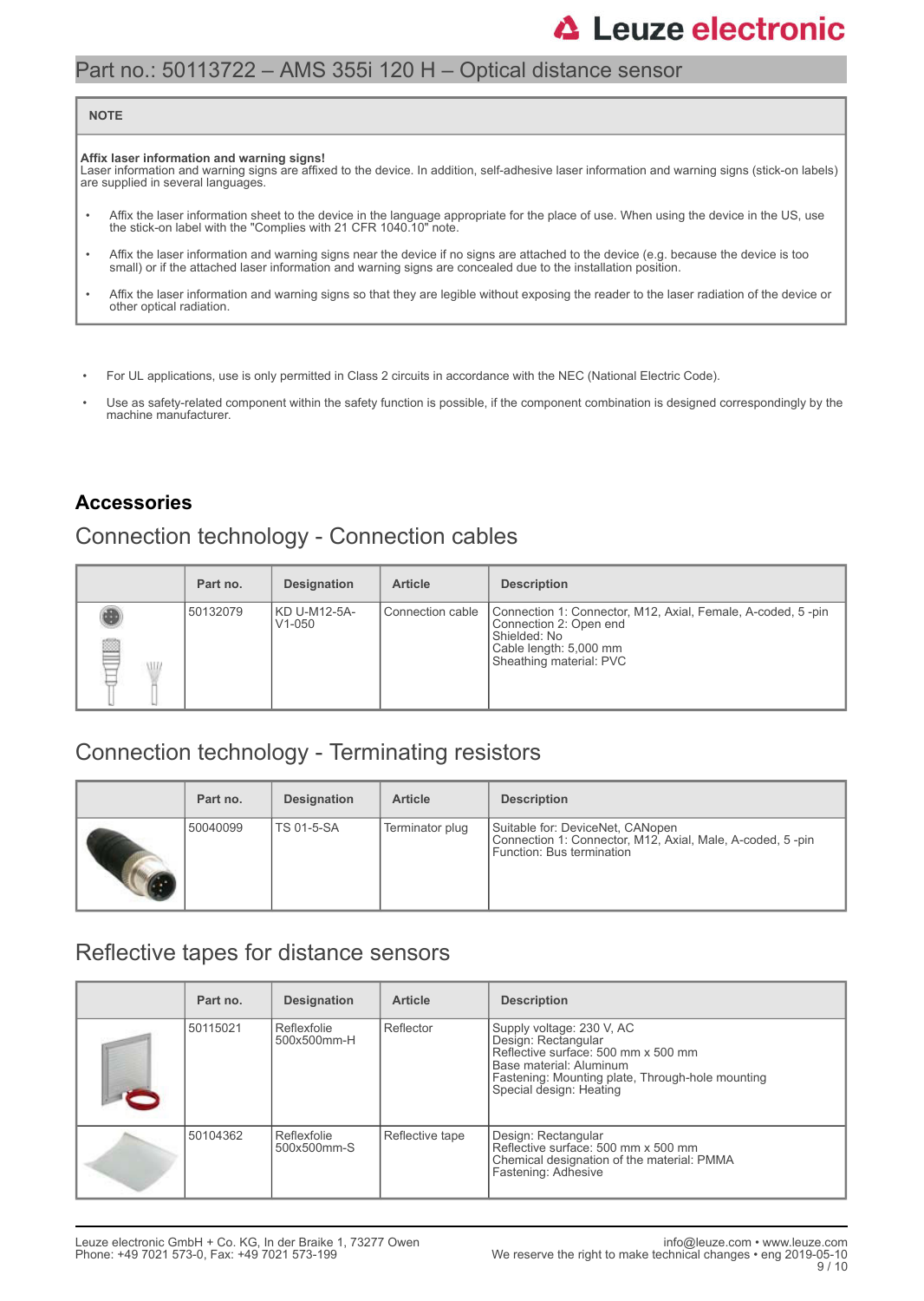| NOTE |
|---|
| **Affix laser information and warning signs!**<br>Laser information and warning signs are affixed to the device. In addition, self-adhesive laser information and warning signs (stick-on labels) are supplied in several languages.<br>• Affix the laser information sheet to the device in the language appropriate for the place of use. When using the device in the US, use the stick-on label with the "Complies with 21 CFR 1040.10" note.<br>• Affix the laser information and warning signs near the device if no signs are attached to the device (e.g. because the device is too small) or if the attached laser information and warning signs are concealed due to the installation position.<br>• Affix the laser information and warning signs so that they are legible without exposing the reader to the laser radiation of the device or other optical radiation. |

- For UL applications, use is only permitted in Class 2 circuits in accordance with the NEC (National Electric Code).
- Use as safety-related component within the safety function is possible, if the component combination is designed correspondingly by the machine manufacturer.

## Accessories

### Connection technology - Connection cables

| | Part no. | Designation | Article | Description |
|---|---|---|---|---|
| | 50132079 | KD U-M12-5A-V1-050 | Connection cable | Connection 1: Connector, M12, Axial, Female, A-coded, 5 -pin<br>Connection 2: Open end<br>Shielded: No<br>Cable length: 5,000 mm<br>Sheathing material: PVC |

### Connection technology - Terminating resistors

| | Part no. | Designation | Article | Description |
|---|---|---|---|---|
| | 50040099 | TS 01-5-SA | Terminator plug | Suitable for: DeviceNet, CANopen<br>Connection 1: Connector, M12, Axial, Male, A-coded, 5 -pin<br>Function: Bus termination |

### Reflective tapes for distance sensors

| | Part no. | Designation | Article | Description |
|---|---|---|---|---|
| | 50115021 | Reflexfolie 500x500mm-H | Reflector | Supply voltage: 230 V, AC<br>Design: Rectangular<br>Reflective surface: 500 mm x 500 mm<br>Base material: Aluminum<br>Fastening: Mounting plate, Through-hole mounting<br>Special design: Heating |
| | 50104362 | Reflexfolie 500x500mm-S | Reflective tape | Design: Rectangular<br>Reflective surface: 500 mm x 500 mm<br>Chemical designation of the material: PMMA<br>Fastening: Adhesive |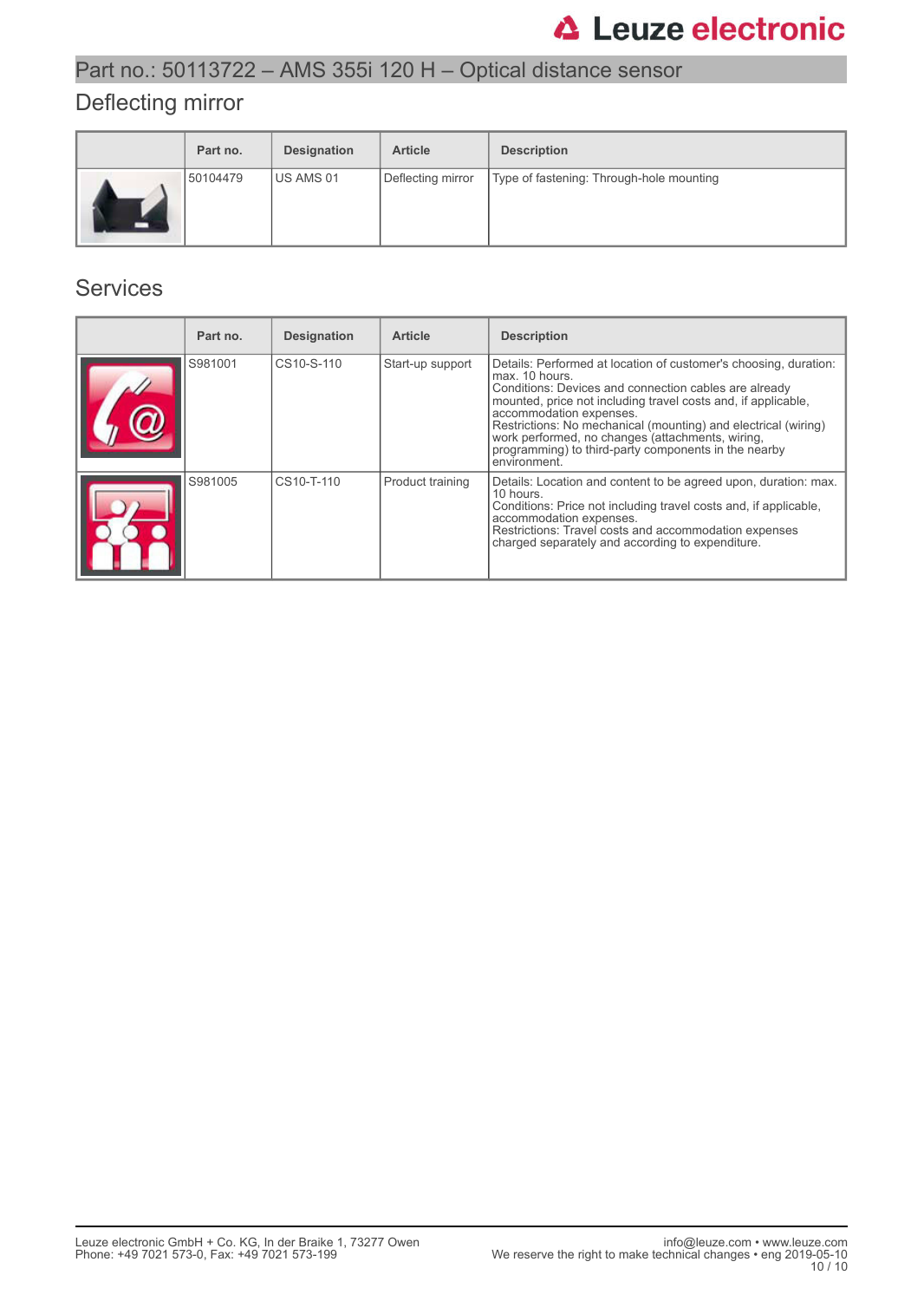Part no.: 50113722 – AMS 355i 120 H – Optical distance sensor

## Deflecting mirror

| | Part no. | Designation | Article | Description |
|---|---|---|---|---|
| | 50104479 | US AMS 01 | Deflecting mirror | Type of fastening: Through-hole mounting |

## Services

| | Part no. | Designation | Article | Description |
|---|---|---|---|---|
| | S981001 | CS10-S-110 | Start-up support | Details: Performed at location of customer's choosing, duration: max. 10 hours.<br>Conditions: Devices and connection cables are already mounted, price not including travel costs and, if applicable, accommodation expenses.<br>Restrictions: No mechanical (mounting) and electrical (wiring) work performed, no changes (attachments, wiring, programming) to third-party components in the nearby environment. |
| | S981005 | CS10-T-110 | Product training | Details: Location and content to be agreed upon, duration: max. 10 hours.<br>Conditions: Price not including travel costs and, if applicable, accommodation expenses.<br>Restrictions: Travel costs and accommodation expenses charged separately and according to expenditure. |